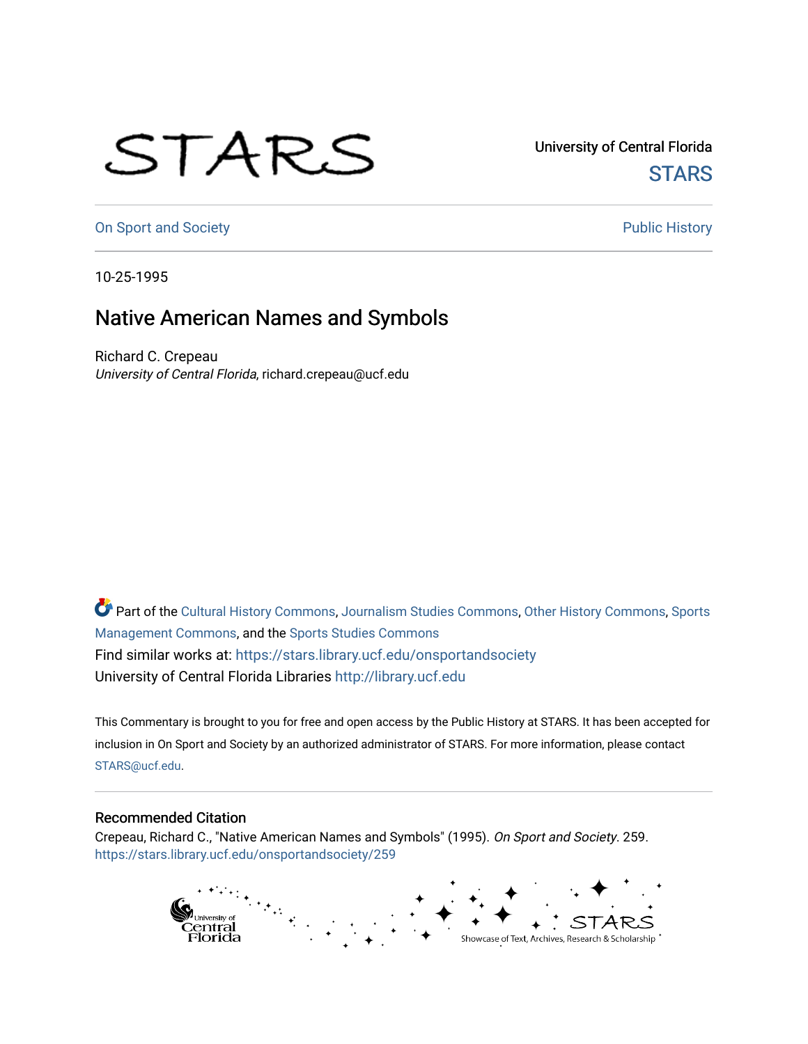University of Central Florida

STARS

On Sport and Society

Public History

10-25-1995

# Native American Names and Symbols

Richard C. Crepeau

*University of Central Florida*, richard.crepeau@ucf.edu

Part of the Cultural History Commons, Journalism Studies Commons, Other History Commons, Sports Management Commons, and the Sports Studies Commons

Find similar works at: https://stars.library.ucf.edu/onsportandsociety

University of Central Florida Libraries http://library.ucf.edu

This Commentary is brought to you for free and open access by the Public History at STARS. It has been accepted for inclusion in On Sport and Society by an authorized administrator of STARS. For more information, please contact STARS@ucf.edu.

## Recommended Citation

Crepeau, Richard C., "Native American Names and Symbols" (1995). *On Sport and Society*. 259.
https://stars.library.ucf.edu/onsportandsociety/259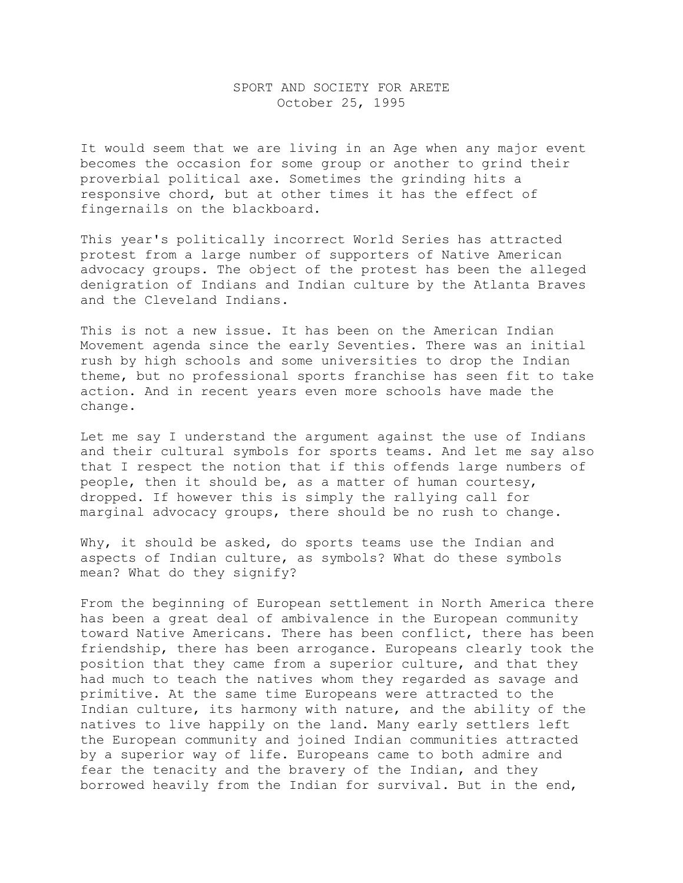SPORT AND SOCIETY FOR ARETE
October 25, 1995

It would seem that we are living in an Age when any major event becomes the occasion for some group or another to grind their proverbial political axe. Sometimes the grinding hits a responsive chord, but at other times it has the effect of fingernails on the blackboard.

This year's politically incorrect World Series has attracted protest from a large number of supporters of Native American advocacy groups. The object of the protest has been the alleged denigration of Indians and Indian culture by the Atlanta Braves and the Cleveland Indians.

This is not a new issue. It has been on the American Indian Movement agenda since the early Seventies. There was an initial rush by high schools and some universities to drop the Indian theme, but no professional sports franchise has seen fit to take action. And in recent years even more schools have made the change.

Let me say I understand the argument against the use of Indians and their cultural symbols for sports teams. And let me say also that I respect the notion that if this offends large numbers of people, then it should be, as a matter of human courtesy, dropped. If however this is simply the rallying call for marginal advocacy groups, there should be no rush to change.

Why, it should be asked, do sports teams use the Indian and aspects of Indian culture, as symbols? What do these symbols mean? What do they signify?

From the beginning of European settlement in North America there has been a great deal of ambivalence in the European community toward Native Americans. There has been conflict, there has been friendship, there has been arrogance. Europeans clearly took the position that they came from a superior culture, and that they had much to teach the natives whom they regarded as savage and primitive. At the same time Europeans were attracted to the Indian culture, its harmony with nature, and the ability of the natives to live happily on the land. Many early settlers left the European community and joined Indian communities attracted by a superior way of life. Europeans came to both admire and fear the tenacity and the bravery of the Indian, and they borrowed heavily from the Indian for survival. But in the end,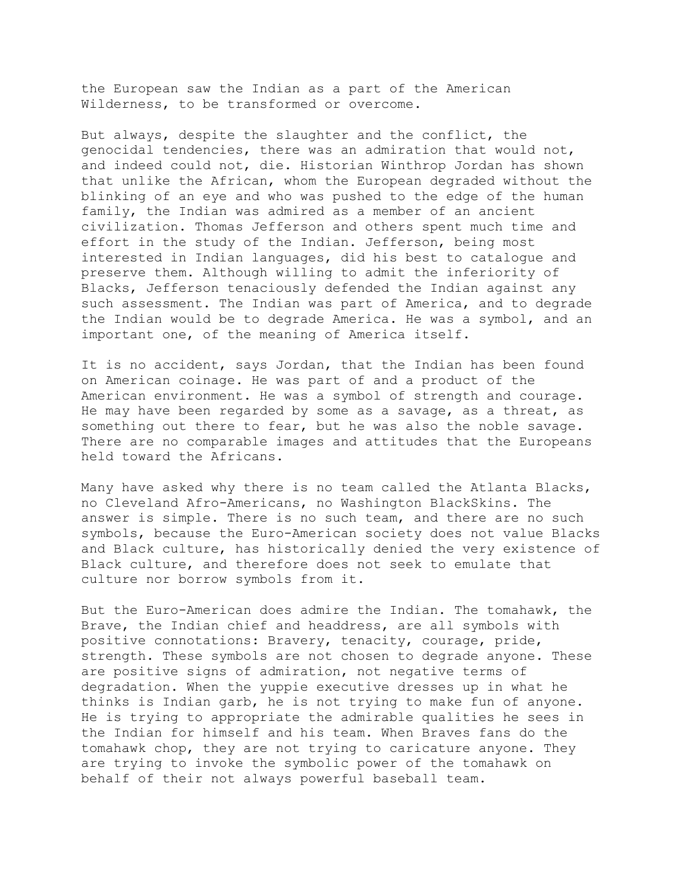the European saw the Indian as a part of the American Wilderness, to be transformed or overcome.

But always, despite the slaughter and the conflict, the genocidal tendencies, there was an admiration that would not, and indeed could not, die. Historian Winthrop Jordan has shown that unlike the African, whom the European degraded without the blinking of an eye and who was pushed to the edge of the human family, the Indian was admired as a member of an ancient civilization. Thomas Jefferson and others spent much time and effort in the study of the Indian. Jefferson, being most interested in Indian languages, did his best to catalogue and preserve them. Although willing to admit the inferiority of Blacks, Jefferson tenaciously defended the Indian against any such assessment. The Indian was part of America, and to degrade the Indian would be to degrade America. He was a symbol, and an important one, of the meaning of America itself.

It is no accident, says Jordan, that the Indian has been found on American coinage. He was part of and a product of the American environment. He was a symbol of strength and courage. He may have been regarded by some as a savage, as a threat, as something out there to fear, but he was also the noble savage. There are no comparable images and attitudes that the Europeans held toward the Africans.

Many have asked why there is no team called the Atlanta Blacks, no Cleveland Afro-Americans, no Washington BlackSkins. The answer is simple. There is no such team, and there are no such symbols, because the Euro-American society does not value Blacks and Black culture, has historically denied the very existence of Black culture, and therefore does not seek to emulate that culture nor borrow symbols from it.

But the Euro-American does admire the Indian. The tomahawk, the Brave, the Indian chief and headdress, are all symbols with positive connotations: Bravery, tenacity, courage, pride, strength. These symbols are not chosen to degrade anyone. These are positive signs of admiration, not negative terms of degradation. When the yuppie executive dresses up in what he thinks is Indian garb, he is not trying to make fun of anyone. He is trying to appropriate the admirable qualities he sees in the Indian for himself and his team. When Braves fans do the tomahawk chop, they are not trying to caricature anyone. They are trying to invoke the symbolic power of the tomahawk on behalf of their not always powerful baseball team.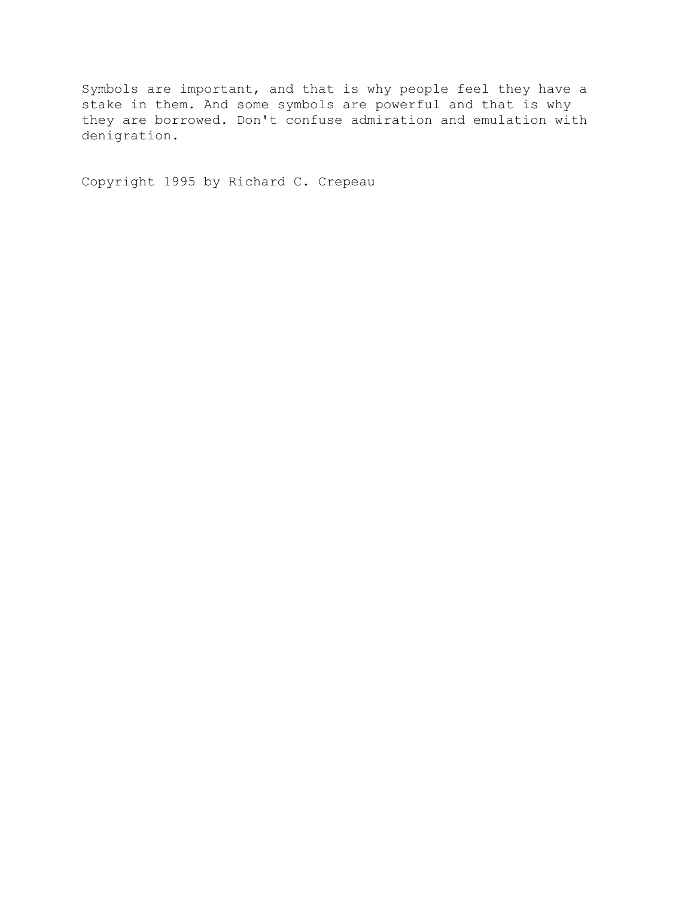Symbols are important, and that is why people feel they have a stake in them. And some symbols are powerful and that is why they are borrowed. Don't confuse admiration and emulation with denigration.

Copyright 1995 by Richard C. Crepeau